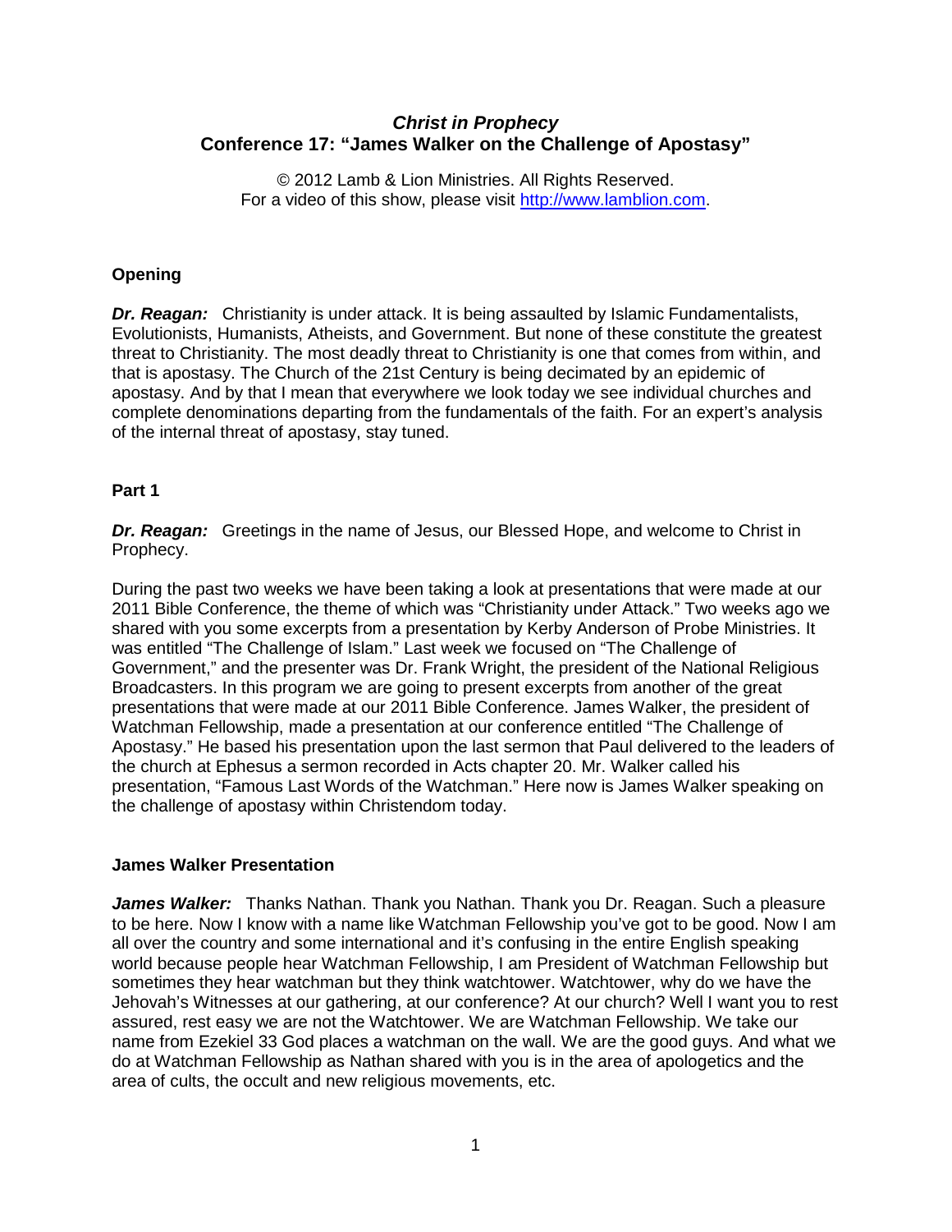# *Christ in Prophecy*
# Conference 17: "James Walker on the Challenge of Apostasy"

© 2012 Lamb & Lion Ministries. All Rights Reserved.
For a video of this show, please visit http://www.lamblion.com.

## Opening

***Dr. Reagan:*** Christianity is under attack. It is being assaulted by Islamic Fundamentalists, Evolutionists, Humanists, Atheists, and Government. But none of these constitute the greatest threat to Christianity. The most deadly threat to Christianity is one that comes from within, and that is apostasy. The Church of the 21st Century is being decimated by an epidemic of apostasy. And by that I mean that everywhere we look today we see individual churches and complete denominations departing from the fundamentals of the faith. For an expert's analysis of the internal threat of apostasy, stay tuned.

## Part 1

***Dr. Reagan:*** Greetings in the name of Jesus, our Blessed Hope, and welcome to Christ in Prophecy.

During the past two weeks we have been taking a look at presentations that were made at our 2011 Bible Conference, the theme of which was "Christianity under Attack." Two weeks ago we shared with you some excerpts from a presentation by Kerby Anderson of Probe Ministries. It was entitled "The Challenge of Islam." Last week we focused on "The Challenge of Government," and the presenter was Dr. Frank Wright, the president of the National Religious Broadcasters. In this program we are going to present excerpts from another of the great presentations that were made at our 2011 Bible Conference. James Walker, the president of Watchman Fellowship, made a presentation at our conference entitled "The Challenge of Apostasy." He based his presentation upon the last sermon that Paul delivered to the leaders of the church at Ephesus a sermon recorded in Acts chapter 20. Mr. Walker called his presentation, "Famous Last Words of the Watchman." Here now is James Walker speaking on the challenge of apostasy within Christendom today.

## James Walker Presentation

***James Walker:*** Thanks Nathan. Thank you Nathan. Thank you Dr. Reagan. Such a pleasure to be here. Now I know with a name like Watchman Fellowship you've got to be good. Now I am all over the country and some international and it's confusing in the entire English speaking world because people hear Watchman Fellowship, I am President of Watchman Fellowship but sometimes they hear watchman but they think watchtower. Watchtower, why do we have the Jehovah's Witnesses at our gathering, at our conference? At our church? Well I want you to rest assured, rest easy we are not the Watchtower. We are Watchman Fellowship. We take our name from Ezekiel 33 God places a watchman on the wall. We are the good guys. And what we do at Watchman Fellowship as Nathan shared with you is in the area of apologetics and the area of cults, the occult and new religious movements, etc.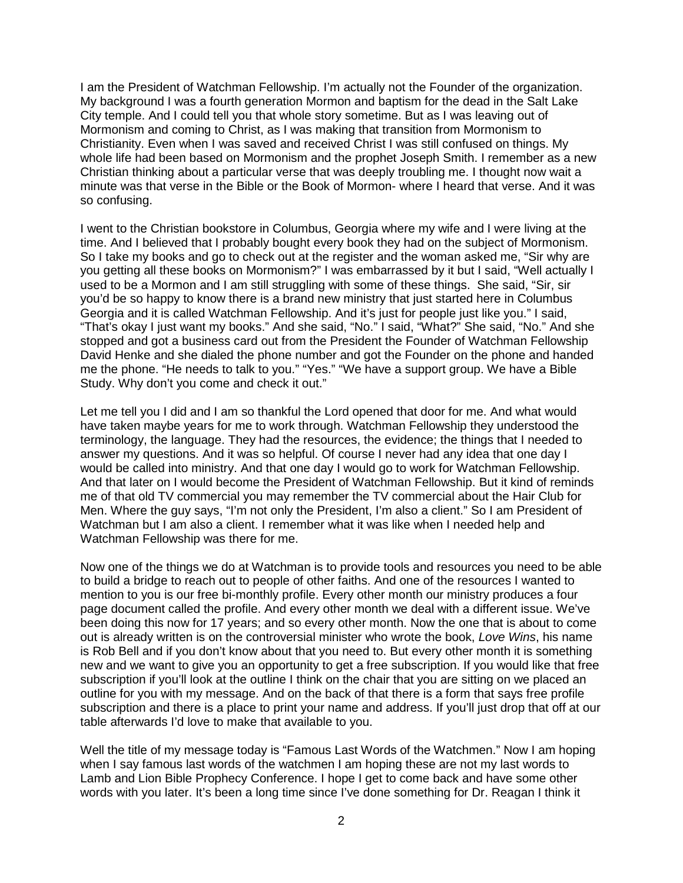I am the President of Watchman Fellowship. I'm actually not the Founder of the organization. My background I was a fourth generation Mormon and baptism for the dead in the Salt Lake City temple. And I could tell you that whole story sometime. But as I was leaving out of Mormonism and coming to Christ, as I was making that transition from Mormonism to Christianity. Even when I was saved and received Christ I was still confused on things. My whole life had been based on Mormonism and the prophet Joseph Smith. I remember as a new Christian thinking about a particular verse that was deeply troubling me. I thought now wait a minute was that verse in the Bible or the Book of Mormon- where I heard that verse. And it was so confusing.

I went to the Christian bookstore in Columbus, Georgia where my wife and I were living at the time. And I believed that I probably bought every book they had on the subject of Mormonism. So I take my books and go to check out at the register and the woman asked me, "Sir why are you getting all these books on Mormonism?" I was embarrassed by it but I said, "Well actually I used to be a Mormon and I am still struggling with some of these things. She said, "Sir, sir you'd be so happy to know there is a brand new ministry that just started here in Columbus Georgia and it is called Watchman Fellowship. And it's just for people just like you." I said, "That's okay I just want my books." And she said, "No." I said, "What?" She said, "No." And she stopped and got a business card out from the President the Founder of Watchman Fellowship David Henke and she dialed the phone number and got the Founder on the phone and handed me the phone. "He needs to talk to you." "Yes." "We have a support group. We have a Bible Study. Why don't you come and check it out."

Let me tell you I did and I am so thankful the Lord opened that door for me. And what would have taken maybe years for me to work through. Watchman Fellowship they understood the terminology, the language. They had the resources, the evidence; the things that I needed to answer my questions. And it was so helpful. Of course I never had any idea that one day I would be called into ministry. And that one day I would go to work for Watchman Fellowship. And that later on I would become the President of Watchman Fellowship. But it kind of reminds me of that old TV commercial you may remember the TV commercial about the Hair Club for Men. Where the guy says, "I'm not only the President, I'm also a client." So I am President of Watchman but I am also a client. I remember what it was like when I needed help and Watchman Fellowship was there for me.

Now one of the things we do at Watchman is to provide tools and resources you need to be able to build a bridge to reach out to people of other faiths. And one of the resources I wanted to mention to you is our free bi-monthly profile. Every other month our ministry produces a four page document called the profile. And every other month we deal with a different issue. We've been doing this now for 17 years; and so every other month. Now the one that is about to come out is already written is on the controversial minister who wrote the book, *Love Wins*, his name is Rob Bell and if you don't know about that you need to. But every other month it is something new and we want to give you an opportunity to get a free subscription. If you would like that free subscription if you'll look at the outline I think on the chair that you are sitting on we placed an outline for you with my message. And on the back of that there is a form that says free profile subscription and there is a place to print your name and address. If you'll just drop that off at our table afterwards I'd love to make that available to you.

Well the title of my message today is "Famous Last Words of the Watchmen." Now I am hoping when I say famous last words of the watchmen I am hoping these are not my last words to Lamb and Lion Bible Prophecy Conference. I hope I get to come back and have some other words with you later. It's been a long time since I've done something for Dr. Reagan I think it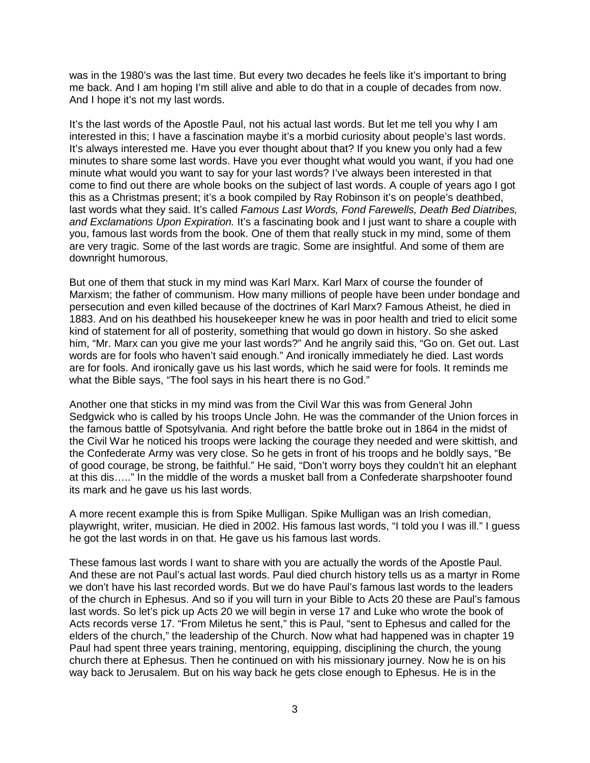was in the 1980's was the last time. But every two decades he feels like it's important to bring me back. And I am hoping I'm still alive and able to do that in a couple of decades from now. And I hope it's not my last words.

It's the last words of the Apostle Paul, not his actual last words. But let me tell you why I am interested in this; I have a fascination maybe it's a morbid curiosity about people's last words. It's always interested me. Have you ever thought about that? If you knew you only had a few minutes to share some last words. Have you ever thought what would you want, if you had one minute what would you want to say for your last words? I've always been interested in that come to find out there are whole books on the subject of last words. A couple of years ago I got this as a Christmas present; it's a book compiled by Ray Robinson it's on people's deathbed, last words what they said. It's called *Famous Last Words, Fond Farewells, Death Bed Diatribes, and Exclamations Upon Expiration.* It's a fascinating book and I just want to share a couple with you, famous last words from the book. One of them that really stuck in my mind, some of them are very tragic. Some of the last words are tragic. Some are insightful. And some of them are downright humorous.

But one of them that stuck in my mind was Karl Marx. Karl Marx of course the founder of Marxism; the father of communism. How many millions of people have been under bondage and persecution and even killed because of the doctrines of Karl Marx? Famous Atheist, he died in 1883. And on his deathbed his housekeeper knew he was in poor health and tried to elicit some kind of statement for all of posterity, something that would go down in history. So she asked him, "Mr. Marx can you give me your last words?" And he angrily said this, "Go on. Get out. Last words are for fools who haven't said enough." And ironically immediately he died. Last words are for fools. And ironically gave us his last words, which he said were for fools. It reminds me what the Bible says, "The fool says in his heart there is no God."

Another one that sticks in my mind was from the Civil War this was from General John Sedgwick who is called by his troops Uncle John. He was the commander of the Union forces in the famous battle of Spotsylvania. And right before the battle broke out in 1864 in the midst of the Civil War he noticed his troops were lacking the courage they needed and were skittish, and the Confederate Army was very close. So he gets in front of his troops and he boldly says, "Be of good courage, be strong, be faithful." He said, "Don't worry boys they couldn't hit an elephant at this dis….." In the middle of the words a musket ball from a Confederate sharpshooter found its mark and he gave us his last words.

A more recent example this is from Spike Mulligan. Spike Mulligan was an Irish comedian, playwright, writer, musician. He died in 2002. His famous last words, "I told you I was ill." I guess he got the last words in on that. He gave us his famous last words.

These famous last words I want to share with you are actually the words of the Apostle Paul. And these are not Paul's actual last words. Paul died church history tells us as a martyr in Rome we don't have his last recorded words. But we do have Paul's famous last words to the leaders of the church in Ephesus. And so if you will turn in your Bible to Acts 20 these are Paul's famous last words. So let's pick up Acts 20 we will begin in verse 17 and Luke who wrote the book of Acts records verse 17. "From Miletus he sent," this is Paul, "sent to Ephesus and called for the elders of the church," the leadership of the Church. Now what had happened was in chapter 19 Paul had spent three years training, mentoring, equipping, disciplining the church, the young church there at Ephesus. Then he continued on with his missionary journey. Now he is on his way back to Jerusalem. But on his way back he gets close enough to Ephesus. He is in the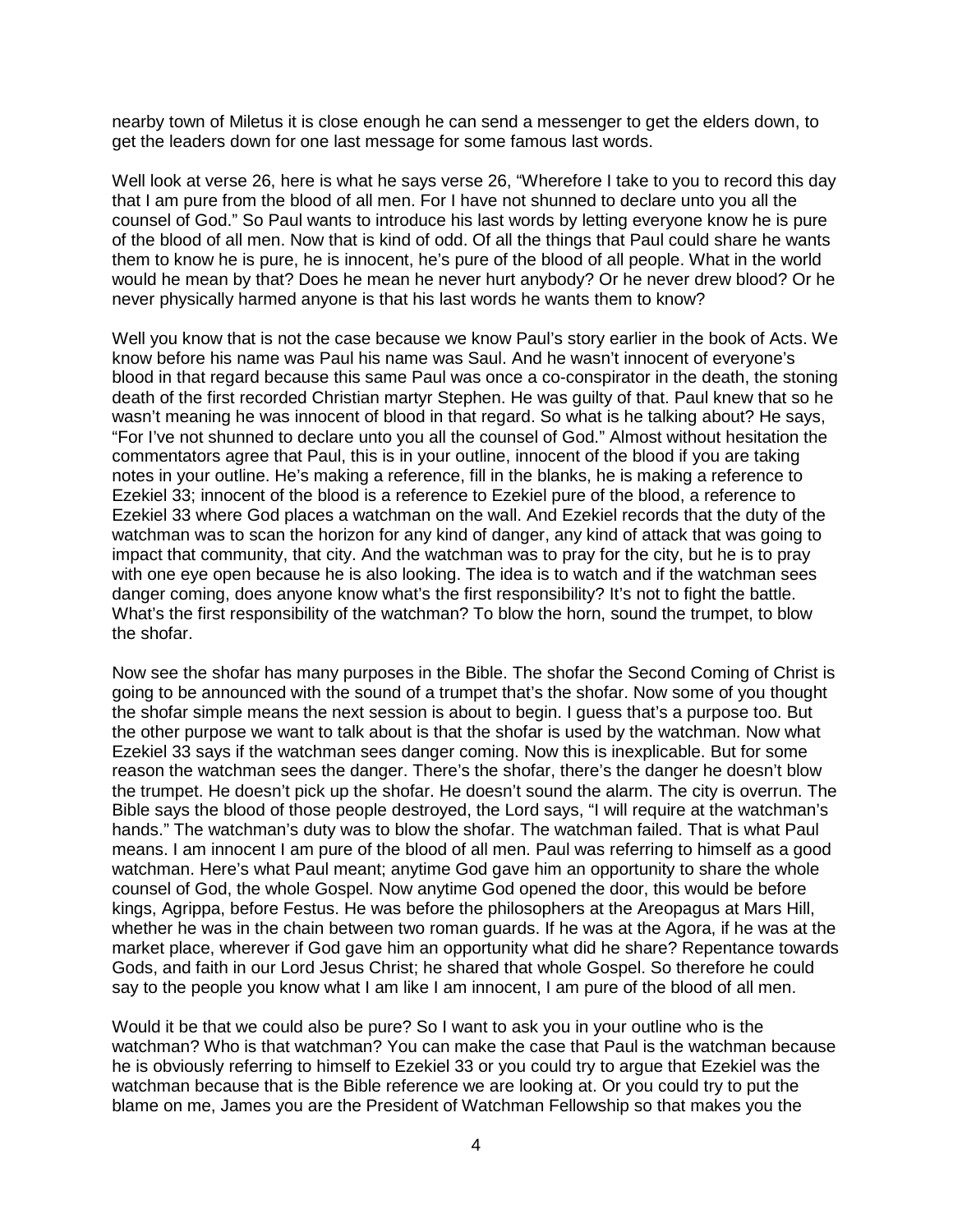nearby town of Miletus it is close enough he can send a messenger to get the elders down, to get the leaders down for one last message for some famous last words.

Well look at verse 26, here is what he says verse 26, "Wherefore I take to you to record this day that I am pure from the blood of all men. For I have not shunned to declare unto you all the counsel of God." So Paul wants to introduce his last words by letting everyone know he is pure of the blood of all men. Now that is kind of odd. Of all the things that Paul could share he wants them to know he is pure, he is innocent, he's pure of the blood of all people. What in the world would he mean by that? Does he mean he never hurt anybody? Or he never drew blood? Or he never physically harmed anyone is that his last words he wants them to know?

Well you know that is not the case because we know Paul's story earlier in the book of Acts. We know before his name was Paul his name was Saul. And he wasn't innocent of everyone's blood in that regard because this same Paul was once a co-conspirator in the death, the stoning death of the first recorded Christian martyr Stephen. He was guilty of that. Paul knew that so he wasn't meaning he was innocent of blood in that regard. So what is he talking about? He says, "For I've not shunned to declare unto you all the counsel of God." Almost without hesitation the commentators agree that Paul, this is in your outline, innocent of the blood if you are taking notes in your outline. He's making a reference, fill in the blanks, he is making a reference to Ezekiel 33; innocent of the blood is a reference to Ezekiel pure of the blood, a reference to Ezekiel 33 where God places a watchman on the wall. And Ezekiel records that the duty of the watchman was to scan the horizon for any kind of danger, any kind of attack that was going to impact that community, that city. And the watchman was to pray for the city, but he is to pray with one eye open because he is also looking. The idea is to watch and if the watchman sees danger coming, does anyone know what's the first responsibility? It's not to fight the battle. What's the first responsibility of the watchman? To blow the horn, sound the trumpet, to blow the shofar.

Now see the shofar has many purposes in the Bible. The shofar the Second Coming of Christ is going to be announced with the sound of a trumpet that's the shofar. Now some of you thought the shofar simple means the next session is about to begin. I guess that's a purpose too. But the other purpose we want to talk about is that the shofar is used by the watchman. Now what Ezekiel 33 says if the watchman sees danger coming. Now this is inexplicable. But for some reason the watchman sees the danger. There's the shofar, there's the danger he doesn't blow the trumpet. He doesn't pick up the shofar. He doesn't sound the alarm. The city is overrun. The Bible says the blood of those people destroyed, the Lord says, "I will require at the watchman's hands." The watchman's duty was to blow the shofar. The watchman failed. That is what Paul means. I am innocent I am pure of the blood of all men. Paul was referring to himself as a good watchman. Here's what Paul meant; anytime God gave him an opportunity to share the whole counsel of God, the whole Gospel. Now anytime God opened the door, this would be before kings, Agrippa, before Festus. He was before the philosophers at the Areopagus at Mars Hill, whether he was in the chain between two roman guards. If he was at the Agora, if he was at the market place, wherever if God gave him an opportunity what did he share? Repentance towards Gods, and faith in our Lord Jesus Christ; he shared that whole Gospel. So therefore he could say to the people you know what I am like I am innocent, I am pure of the blood of all men.

Would it be that we could also be pure? So I want to ask you in your outline who is the watchman? Who is that watchman? You can make the case that Paul is the watchman because he is obviously referring to himself to Ezekiel 33 or you could try to argue that Ezekiel was the watchman because that is the Bible reference we are looking at. Or you could try to put the blame on me, James you are the President of Watchman Fellowship so that makes you the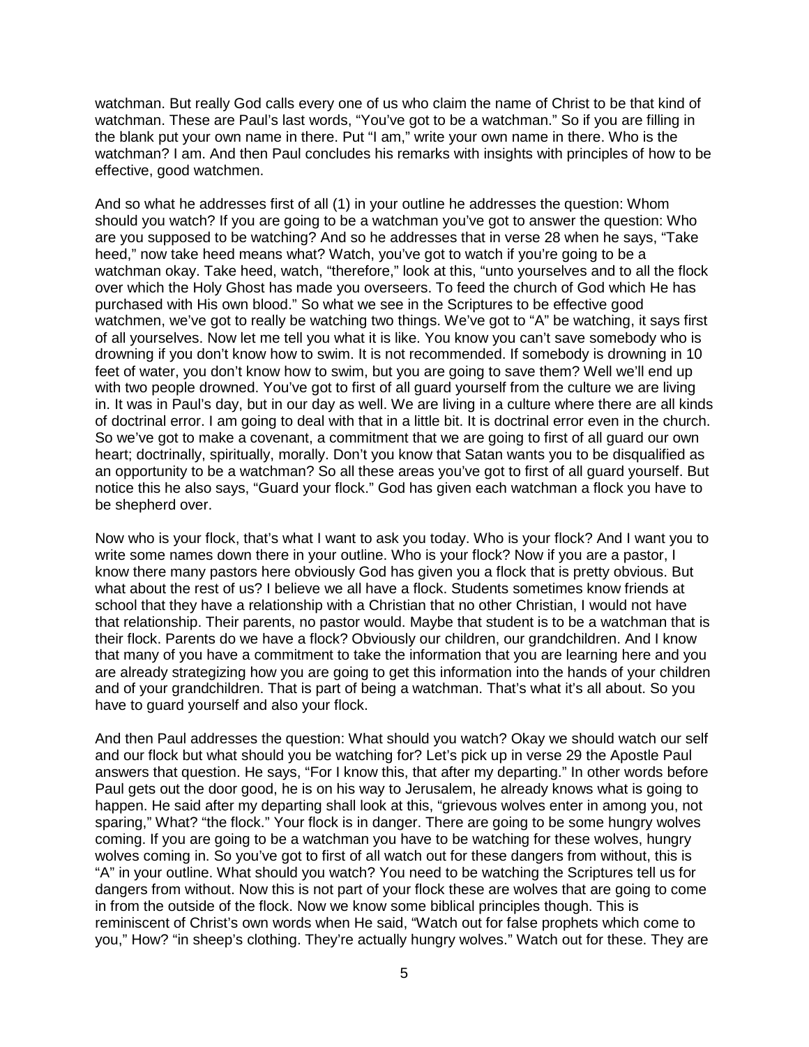watchman. But really God calls every one of us who claim the name of Christ to be that kind of watchman. These are Paul's last words, "You've got to be a watchman." So if you are filling in the blank put your own name in there. Put "I am," write your own name in there. Who is the watchman? I am. And then Paul concludes his remarks with insights with principles of how to be effective, good watchmen.

And so what he addresses first of all (1) in your outline he addresses the question: Whom should you watch? If you are going to be a watchman you've got to answer the question: Who are you supposed to be watching? And so he addresses that in verse 28 when he says, "Take heed," now take heed means what? Watch, you've got to watch if you're going to be a watchman okay. Take heed, watch, "therefore," look at this, "unto yourselves and to all the flock over which the Holy Ghost has made you overseers. To feed the church of God which He has purchased with His own blood." So what we see in the Scriptures to be effective good watchmen, we've got to really be watching two things. We've got to "A" be watching, it says first of all yourselves. Now let me tell you what it is like. You know you can't save somebody who is drowning if you don't know how to swim. It is not recommended. If somebody is drowning in 10 feet of water, you don't know how to swim, but you are going to save them? Well we'll end up with two people drowned. You've got to first of all guard yourself from the culture we are living in. It was in Paul's day, but in our day as well. We are living in a culture where there are all kinds of doctrinal error. I am going to deal with that in a little bit. It is doctrinal error even in the church. So we've got to make a covenant, a commitment that we are going to first of all guard our own heart; doctrinally, spiritually, morally. Don't you know that Satan wants you to be disqualified as an opportunity to be a watchman? So all these areas you've got to first of all guard yourself. But notice this he also says, "Guard your flock." God has given each watchman a flock you have to be shepherd over.

Now who is your flock, that's what I want to ask you today. Who is your flock? And I want you to write some names down there in your outline. Who is your flock? Now if you are a pastor, I know there many pastors here obviously God has given you a flock that is pretty obvious. But what about the rest of us? I believe we all have a flock. Students sometimes know friends at school that they have a relationship with a Christian that no other Christian, I would not have that relationship. Their parents, no pastor would. Maybe that student is to be a watchman that is their flock. Parents do we have a flock? Obviously our children, our grandchildren. And I know that many of you have a commitment to take the information that you are learning here and you are already strategizing how you are going to get this information into the hands of your children and of your grandchildren. That is part of being a watchman. That's what it's all about. So you have to guard yourself and also your flock.

And then Paul addresses the question: What should you watch? Okay we should watch our self and our flock but what should you be watching for? Let's pick up in verse 29 the Apostle Paul answers that question. He says, "For I know this, that after my departing." In other words before Paul gets out the door good, he is on his way to Jerusalem, he already knows what is going to happen. He said after my departing shall look at this, "grievous wolves enter in among you, not sparing," What? "the flock." Your flock is in danger. There are going to be some hungry wolves coming. If you are going to be a watchman you have to be watching for these wolves, hungry wolves coming in. So you've got to first of all watch out for these dangers from without, this is "A" in your outline. What should you watch? You need to be watching the Scriptures tell us for dangers from without. Now this is not part of your flock these are wolves that are going to come in from the outside of the flock. Now we know some biblical principles though. This is reminiscent of Christ's own words when He said, "Watch out for false prophets which come to you," How? "in sheep's clothing. They're actually hungry wolves." Watch out for these. They are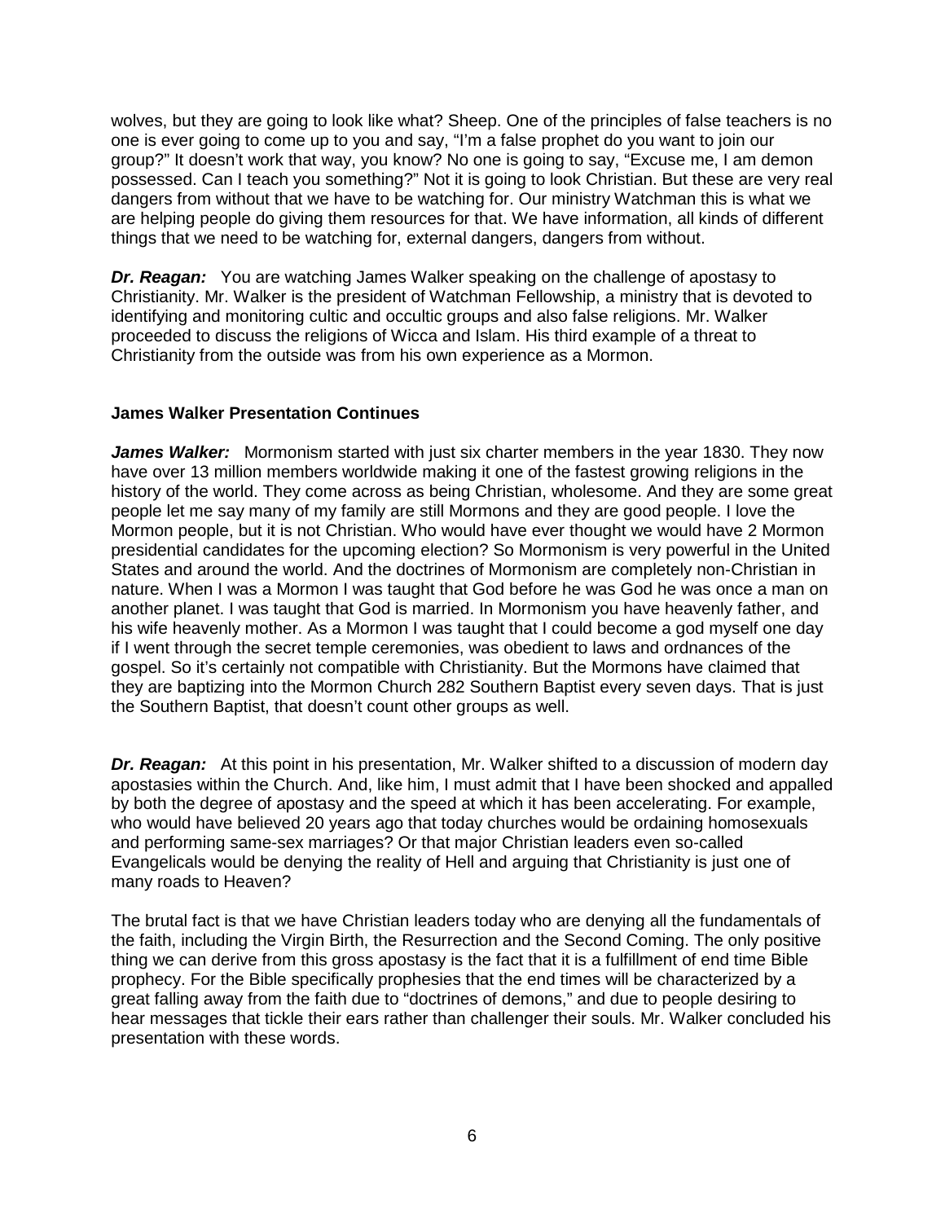wolves, but they are going to look like what? Sheep. One of the principles of false teachers is no one is ever going to come up to you and say, "I'm a false prophet do you want to join our group?" It doesn't work that way, you know? No one is going to say, "Excuse me, I am demon possessed. Can I teach you something?" Not it is going to look Christian. But these are very real dangers from without that we have to be watching for. Our ministry Watchman this is what we are helping people do giving them resources for that. We have information, all kinds of different things that we need to be watching for, external dangers, dangers from without.

***Dr. Reagan:*** You are watching James Walker speaking on the challenge of apostasy to Christianity. Mr. Walker is the president of Watchman Fellowship, a ministry that is devoted to identifying and monitoring cultic and occultic groups and also false religions. Mr. Walker proceeded to discuss the religions of Wicca and Islam. His third example of a threat to Christianity from the outside was from his own experience as a Mormon.

**James Walker Presentation Continues**

***James Walker:*** Mormonism started with just six charter members in the year 1830. They now have over 13 million members worldwide making it one of the fastest growing religions in the history of the world. They come across as being Christian, wholesome. And they are some great people let me say many of my family are still Mormons and they are good people. I love the Mormon people, but it is not Christian. Who would have ever thought we would have 2 Mormon presidential candidates for the upcoming election? So Mormonism is very powerful in the United States and around the world. And the doctrines of Mormonism are completely non-Christian in nature. When I was a Mormon I was taught that God before he was God he was once a man on another planet. I was taught that God is married. In Mormonism you have heavenly father, and his wife heavenly mother. As a Mormon I was taught that I could become a god myself one day if I went through the secret temple ceremonies, was obedient to laws and ordnances of the gospel. So it's certainly not compatible with Christianity. But the Mormons have claimed that they are baptizing into the Mormon Church 282 Southern Baptist every seven days. That is just the Southern Baptist, that doesn't count other groups as well.

***Dr. Reagan:*** At this point in his presentation, Mr. Walker shifted to a discussion of modern day apostasies within the Church. And, like him, I must admit that I have been shocked and appalled by both the degree of apostasy and the speed at which it has been accelerating. For example, who would have believed 20 years ago that today churches would be ordaining homosexuals and performing same-sex marriages? Or that major Christian leaders even so-called Evangelicals would be denying the reality of Hell and arguing that Christianity is just one of many roads to Heaven?

The brutal fact is that we have Christian leaders today who are denying all the fundamentals of the faith, including the Virgin Birth, the Resurrection and the Second Coming. The only positive thing we can derive from this gross apostasy is the fact that it is a fulfillment of end time Bible prophecy. For the Bible specifically prophesies that the end times will be characterized by a great falling away from the faith due to "doctrines of demons," and due to people desiring to hear messages that tickle their ears rather than challenger their souls. Mr. Walker concluded his presentation with these words.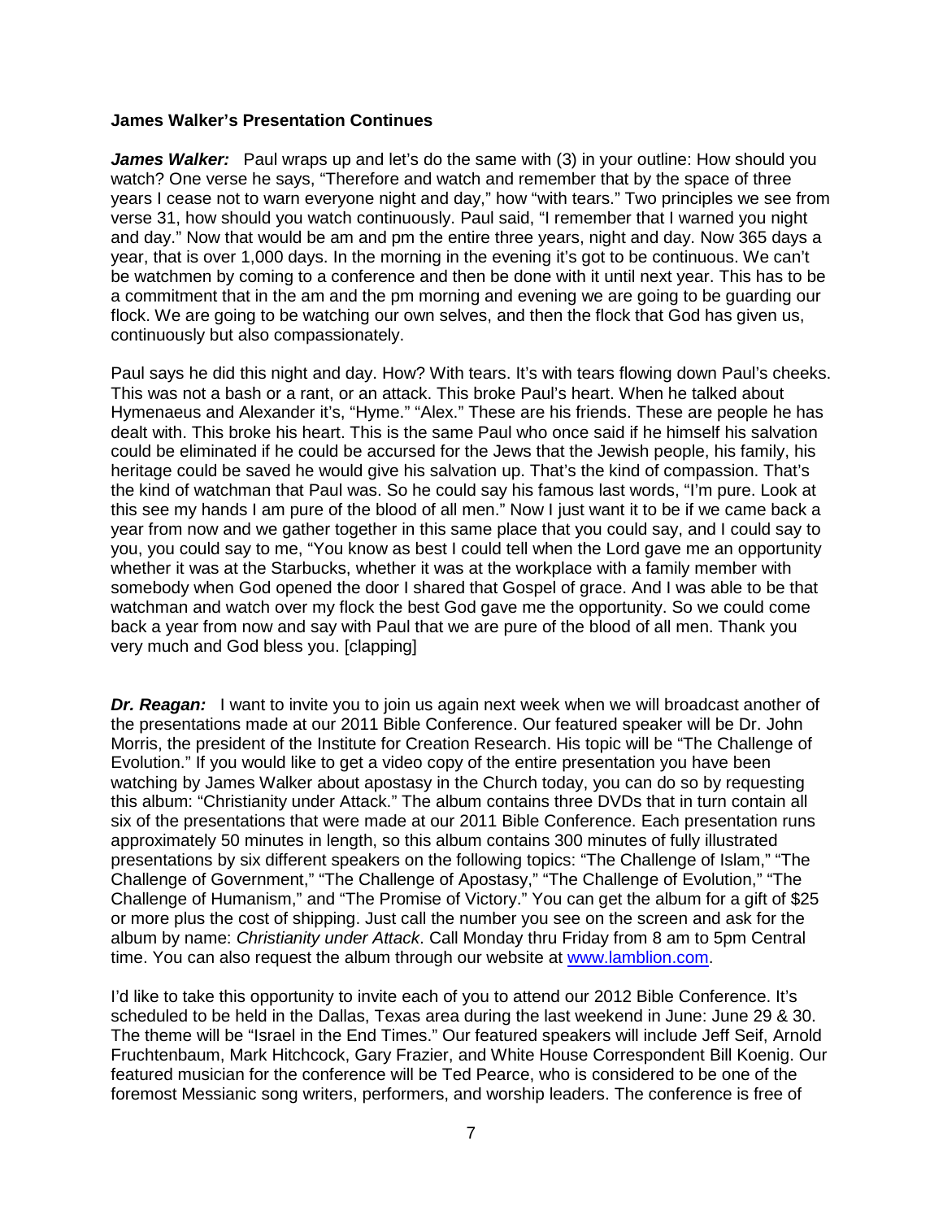**James Walker's Presentation Continues**

***James Walker:*** Paul wraps up and let's do the same with (3) in your outline: How should you watch? One verse he says, "Therefore and watch and remember that by the space of three years I cease not to warn everyone night and day," how "with tears." Two principles we see from verse 31, how should you watch continuously. Paul said, "I remember that I warned you night and day." Now that would be am and pm the entire three years, night and day. Now 365 days a year, that is over 1,000 days. In the morning in the evening it's got to be continuous. We can't be watchmen by coming to a conference and then be done with it until next year. This has to be a commitment that in the am and the pm morning and evening we are going to be guarding our flock. We are going to be watching our own selves, and then the flock that God has given us, continuously but also compassionately.

Paul says he did this night and day. How? With tears. It's with tears flowing down Paul's cheeks. This was not a bash or a rant, or an attack. This broke Paul's heart. When he talked about Hymenaeus and Alexander it's, "Hyme." "Alex." These are his friends. These are people he has dealt with. This broke his heart. This is the same Paul who once said if he himself his salvation could be eliminated if he could be accursed for the Jews that the Jewish people, his family, his heritage could be saved he would give his salvation up. That's the kind of compassion. That's the kind of watchman that Paul was. So he could say his famous last words, "I'm pure. Look at this see my hands I am pure of the blood of all men." Now I just want it to be if we came back a year from now and we gather together in this same place that you could say, and I could say to you, you could say to me, "You know as best I could tell when the Lord gave me an opportunity whether it was at the Starbucks, whether it was at the workplace with a family member with somebody when God opened the door I shared that Gospel of grace. And I was able to be that watchman and watch over my flock the best God gave me the opportunity. So we could come back a year from now and say with Paul that we are pure of the blood of all men. Thank you very much and God bless you. [clapping]

***Dr. Reagan:*** I want to invite you to join us again next week when we will broadcast another of the presentations made at our 2011 Bible Conference. Our featured speaker will be Dr. John Morris, the president of the Institute for Creation Research. His topic will be "The Challenge of Evolution." If you would like to get a video copy of the entire presentation you have been watching by James Walker about apostasy in the Church today, you can do so by requesting this album: "Christianity under Attack." The album contains three DVDs that in turn contain all six of the presentations that were made at our 2011 Bible Conference. Each presentation runs approximately 50 minutes in length, so this album contains 300 minutes of fully illustrated presentations by six different speakers on the following topics: "The Challenge of Islam," "The Challenge of Government," "The Challenge of Apostasy," "The Challenge of Evolution," "The Challenge of Humanism," and "The Promise of Victory." You can get the album for a gift of $25 or more plus the cost of shipping. Just call the number you see on the screen and ask for the album by name: *Christianity under Attack*. Call Monday thru Friday from 8 am to 5pm Central time. You can also request the album through our website at [www.lamblion.com](http://www.lamblion.com).

I'd like to take this opportunity to invite each of you to attend our 2012 Bible Conference. It's scheduled to be held in the Dallas, Texas area during the last weekend in June: June 29 & 30. The theme will be "Israel in the End Times." Our featured speakers will include Jeff Seif, Arnold Fruchtenbaum, Mark Hitchcock, Gary Frazier, and White House Correspondent Bill Koenig. Our featured musician for the conference will be Ted Pearce, who is considered to be one of the foremost Messianic song writers, performers, and worship leaders. The conference is free of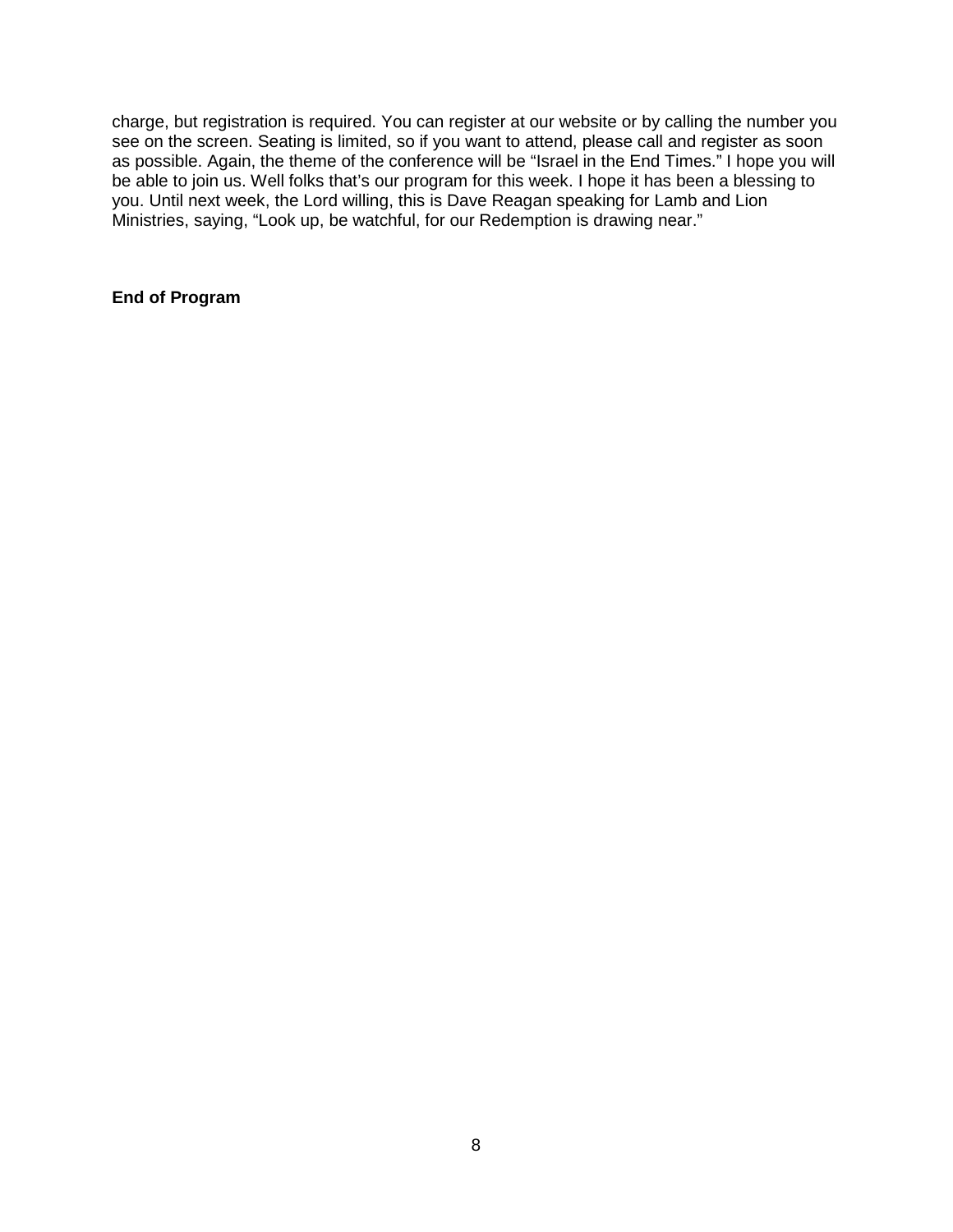charge, but registration is required. You can register at our website or by calling the number you see on the screen. Seating is limited, so if you want to attend, please call and register as soon as possible. Again, the theme of the conference will be "Israel in the End Times." I hope you will be able to join us. Well folks that's our program for this week. I hope it has been a blessing to you. Until next week, the Lord willing, this is Dave Reagan speaking for Lamb and Lion Ministries, saying, "Look up, be watchful, for our Redemption is drawing near."

**End of Program**